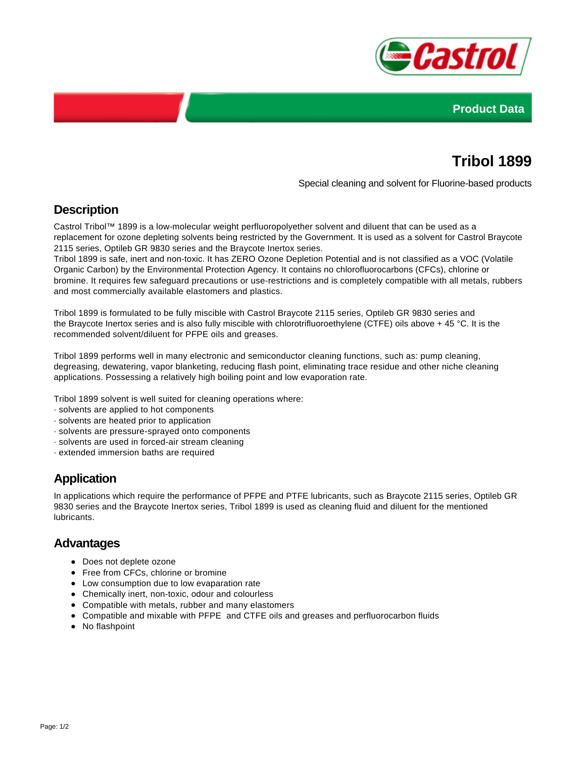Product Data

# Tribol 1899

Special cleaning and solvent for Fluorine-based products

## Description

Castrol Tribol™ 1899 is a low-molecular weight perfluoropolyether solvent and diluent that can be used as a replacement for ozone depleting solvents being restricted by the Government. It is used as a solvent for Castrol Braycote 2115 series, Optileb GR 9830 series and the Braycote Inertox series.
Tribol 1899 is safe, inert and non-toxic. It has ZERO Ozone Depletion Potential and is not classified as a VOC (Volatile Organic Carbon) by the Environmental Protection Agency. It contains no chlorofluorocarbons (CFCs), chlorine or bromine. It requires few safeguard precautions or use-restrictions and is completely compatible with all metals, rubbers and most commercially available elastomers and plastics.

Tribol 1899 is formulated to be fully miscible with Castrol Braycote 2115 series, Optileb GR 9830 series and the Braycote Inertox series and is also fully miscible with chlorotrifluoroethylene (CTFE) oils above + 45 °C. It is the recommended solvent/diluent for PFPE oils and greases.

Tribol 1899 performs well in many electronic and semiconductor cleaning functions, such as: pump cleaning, degreasing, dewatering, vapor blanketing, reducing flash point, eliminating trace residue and other niche cleaning applications. Possessing a relatively high boiling point and low evaporation rate.

Tribol 1899 solvent is well suited for cleaning operations where:
· solvents are applied to hot components
· solvents are heated prior to application
· solvents are pressure-sprayed onto components
· solvents are used in forced-air stream cleaning
· extended immersion baths are required

## Application

In applications which require the performance of PFPE and PTFE lubricants, such as Braycote 2115 series, Optileb GR 9830 series and the Braycote Inertox series, Tribol 1899 is used as cleaning fluid and diluent for the mentioned lubricants.

## Advantages

- Does not deplete ozone
- Free from CFCs, chlorine or bromine
- Low consumption due to low evaparation rate
- Chemically inert, non-toxic, odour and colourless
- Compatible with metals, rubber and many elastomers
- Compatible and mixable with PFPE and CTFE oils and greases and perfluorocarbon fluids
- No flashpoint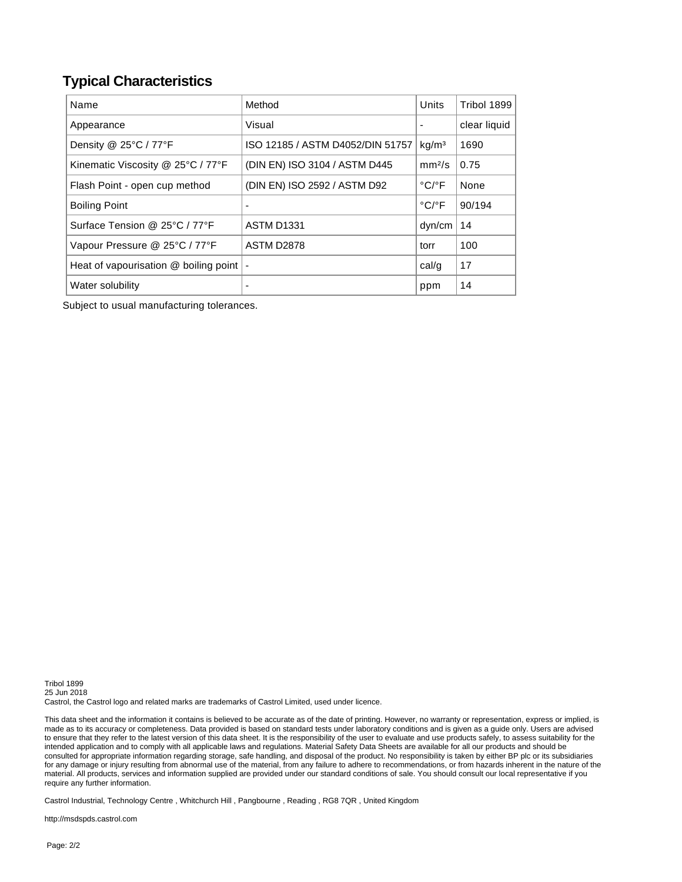## Typical Characteristics

| Name | Method | Units | Tribol 1899 |
|---|---|---|---|
| Appearance | Visual | - | clear liquid |
| Density @ 25°C / 77°F | ISO 12185 / ASTM D4052/DIN 51757 | kg/m³ | 1690 |
| Kinematic Viscosity @ 25°C / 77°F | (DIN EN) ISO 3104 / ASTM D445 | mm²/s | 0.75 |
| Flash Point - open cup method | (DIN EN) ISO 2592 / ASTM D92 | °C/°F | None |
| Boiling Point | - | °C/°F | 90/194 |
| Surface Tension @ 25°C / 77°F | ASTM D1331 | dyn/cm | 14 |
| Vapour Pressure @ 25°C / 77°F | ASTM D2878 | torr | 100 |
| Heat of vapourisation @ boiling point | - | cal/g | 17 |
| Water solubility | - | ppm | 14 |

Subject to usual manufacturing tolerances.

Tribol 1899
25 Jun 2018
Castrol, the Castrol logo and related marks are trademarks of Castrol Limited, used under licence.

This data sheet and the information it contains is believed to be accurate as of the date of printing. However, no warranty or representation, express or implied, is made as to its accuracy or completeness. Data provided is based on standard tests under laboratory conditions and is given as a guide only. Users are advised to ensure that they refer to the latest version of this data sheet. It is the responsibility of the user to evaluate and use products safely, to assess suitability for the intended application and to comply with all applicable laws and regulations. Material Safety Data Sheets are available for all our products and should be consulted for appropriate information regarding storage, safe handling, and disposal of the product. No responsibility is taken by either BP plc or its subsidiaries for any damage or injury resulting from abnormal use of the material, from any failure to adhere to recommendations, or from hazards inherent in the nature of the material. All products, services and information supplied are provided under our standard conditions of sale. You should consult our local representative if you require any further information.

Castrol Industrial, Technology Centre , Whitchurch Hill , Pangbourne , Reading , RG8 7QR , United Kingdom

http://msdspds.castrol.com